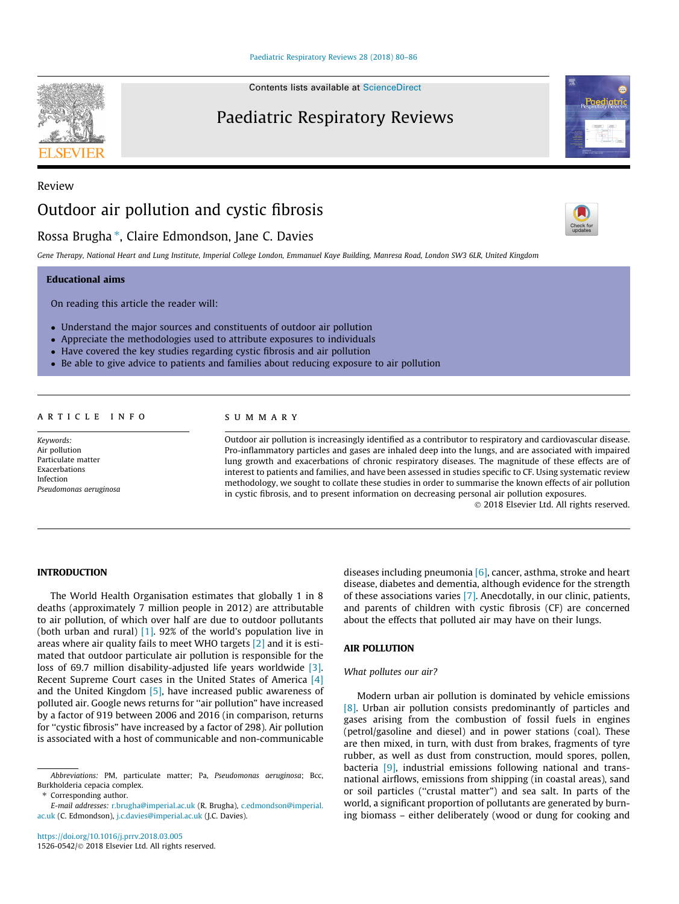Contents lists available at ScienceDirect

# Paediatric Respiratory Reviews

Review

# Outdoor air pollution and cystic fibrosis

Rossa Brugha *, Claire Edmondson, Jane C. Davies

*Gene Therapy, National Heart and Lung Institute, Imperial College London, Emmanuel Kaye Building, Manresa Road, London SW3 6LR, United Kingdom*

**Educational aims**

On reading this article the reader will:

- Understand the major sources and constituents of outdoor air pollution
- Appreciate the methodologies used to attribute exposures to individuals
- Have covered the key studies regarding cystic fibrosis and air pollution
- Be able to give advice to patients and families about reducing exposure to air pollution

ARTICLE INFO

*Keywords:*
Air pollution
Particulate matter
Exacerbations
Infection
*Pseudomonas aeruginosa*

SUMMARY

Outdoor air pollution is increasingly identified as a contributor to respiratory and cardiovascular disease. Pro-inflammatory particles and gases are inhaled deep into the lungs, and are associated with impaired lung growth and exacerbations of chronic respiratory diseases. The magnitude of these effects are of interest to patients and families, and have been assessed in studies specific to CF. Using systematic review methodology, we sought to collate these studies in order to summarise the known effects of air pollution in cystic fibrosis, and to present information on decreasing personal air pollution exposures.

© 2018 Elsevier Ltd. All rights reserved.

## INTRODUCTION

The World Health Organisation estimates that globally 1 in 8 deaths (approximately 7 million people in 2012) are attributable to air pollution, of which over half are due to outdoor pollutants (both urban and rural) [1]. 92% of the world's population live in areas where air quality fails to meet WHO targets [2] and it is estimated that outdoor particulate air pollution is responsible for the loss of 69.7 million disability-adjusted life years worldwide [3]. Recent Supreme Court cases in the United States of America [4] and the United Kingdom [5], have increased public awareness of polluted air. Google news returns for "air pollution" have increased by a factor of 919 between 2006 and 2016 (in comparison, returns for "cystic fibrosis" have increased by a factor of 298). Air pollution is associated with a host of communicable and non-communicable diseases including pneumonia [6], cancer, asthma, stroke and heart disease, diabetes and dementia, although evidence for the strength of these associations varies [7]. Anecdotally, in our clinic, patients, and parents of children with cystic fibrosis (CF) are concerned about the effects that polluted air may have on their lungs.

## AIR POLLUTION

### *What pollutes our air?*

Modern urban air pollution is dominated by vehicle emissions [8]. Urban air pollution consists predominantly of particles and gases arising from the combustion of fossil fuels in engines (petrol/gasoline and diesel) and in power stations (coal). These are then mixed, in turn, with dust from brakes, fragments of tyre rubber, as well as dust from construction, mould spores, pollen, bacteria [9], industrial emissions following national and trans-national airflows, emissions from shipping (in coastal areas), sand or soil particles ("crustal matter") and sea salt. In parts of the world, a significant proportion of pollutants are generated by burning biomass – either deliberately (wood or dung for cooking and

*Abbreviations:* PM, particulate matter; Pa, *Pseudomonas aeruginosa*; Bcc, Burkholderia cepacia complex.

\* Corresponding author.

*E-mail addresses:* r.brugha@imperial.ac.uk (R. Brugha), c.edmondson@imperial.ac.uk (C. Edmondson), j.c.davies@imperial.ac.uk (J.C. Davies).

https://doi.org/10.1016/j.prrv.2018.03.005
1526-0542/© 2018 Elsevier Ltd. All rights reserved.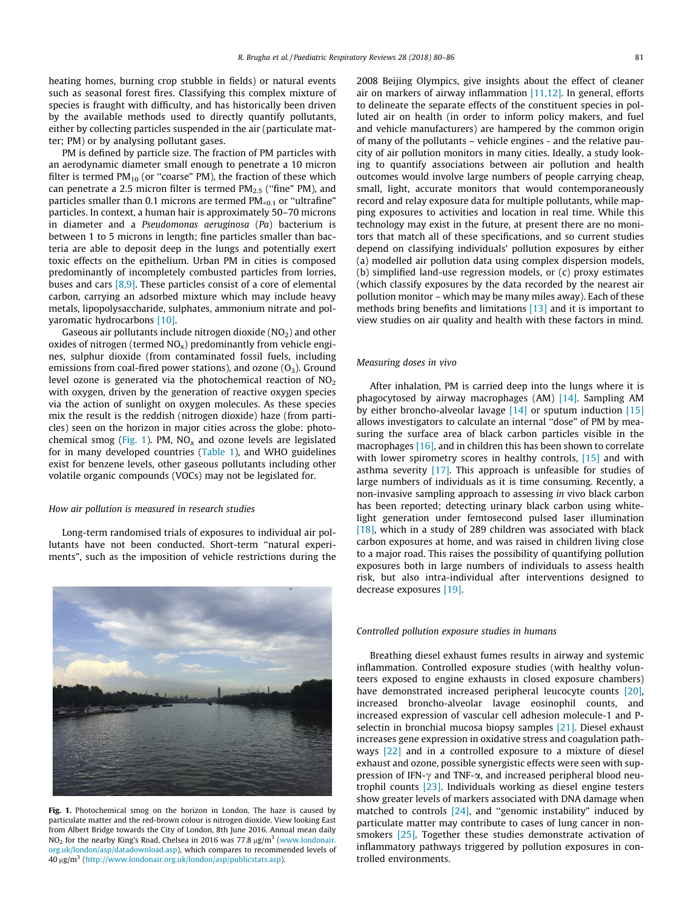heating homes, burning crop stubble in fields) or natural events such as seasonal forest fires. Classifying this complex mixture of species is fraught with difficulty, and has historically been driven by the available methods used to directly quantify pollutants, either by collecting particles suspended in the air (particulate matter; PM) or by analysing pollutant gases.

PM is defined by particle size. The fraction of PM particles with an aerodynamic diameter small enough to penetrate a 10 micron filter is termed $PM_{10}$ (or "coarse" PM), the fraction of these which can penetrate a 2.5 micron filter is termed $PM_{2.5}$ ("fine" PM), and particles smaller than 0.1 microns are termed $PM_{<0.1}$ or "ultrafine" particles. In context, a human hair is approximately 50–70 microns in diameter and a *Pseudomonas aeruginosa* (*Pa*) bacterium is between 1 to 5 microns in length; fine particles smaller than bacteria are able to deposit deep in the lungs and potentially exert toxic effects on the epithelium. Urban PM in cities is composed predominantly of incompletely combusted particles from lorries, buses and cars [8,9]. These particles consist of a core of elemental carbon, carrying an adsorbed mixture which may include heavy metals, lipopolysaccharide, sulphates, ammonium nitrate and polyaromatic hydrocarbons [10].

Gaseous air pollutants include nitrogen dioxide ($NO_2$) and other oxides of nitrogen (termed $NO_x$) predominantly from vehicle engines, sulphur dioxide (from contaminated fossil fuels, including emissions from coal-fired power stations), and ozone ($O_3$). Ground level ozone is generated via the photochemical reaction of $NO_2$ with oxygen, driven by the generation of reactive oxygen species via the action of sunlight on oxygen molecules. As these species mix the result is the reddish (nitrogen dioxide) haze (from particles) seen on the horizon in major cities across the globe: photochemical smog (Fig. 1). PM, $NO_x$ and ozone levels are legislated for in many developed countries (Table 1), and WHO guidelines exist for benzene levels, other gaseous pollutants including other volatile organic compounds (VOCs) may not be legislated for.

### How air pollution is measured in research studies

Long-term randomised trials of exposures to individual air pollutants have not been conducted. Short-term "natural experiments", such as the imposition of vehicle restrictions during the 2008 Beijing Olympics, give insights about the effect of cleaner air on markers of airway inflammation [11,12]. In general, efforts to delineate the separate effects of the constituent species in polluted air on health (in order to inform policy makers, and fuel and vehicle manufacturers) are hampered by the common origin of many of the pollutants – vehicle engines - and the relative paucity of air pollution monitors in many cities. Ideally, a study looking to quantify associations between air pollution and health outcomes would involve large numbers of people carrying cheap, small, light, accurate monitors that would contemporaneously record and relay exposure data for multiple pollutants, while mapping exposures to activities and location in real time. While this technology may exist in the future, at present there are no monitors that match all of these specifications, and so current studies depend on classifying individuals' pollution exposures by either (a) modelled air pollution data using complex dispersion models, (b) simplified land-use regression models, or (c) proxy estimates (which classify exposures by the data recorded by the nearest air pollution monitor – which may be many miles away). Each of these methods bring benefits and limitations [13] and it is important to view studies on air quality and health with these factors in mind.

**Fig. 1.** Photochemical smog on the horizon in London. The haze is caused by particulate matter and the red-brown colour is nitrogen dioxide. View looking East from Albert Bridge towards the City of London, 8th June 2016. Annual mean daily $NO_2$ for the nearby King's Road, Chelsea in 2016 was 77.8 $\mu g/m^3$ (www.londonair.org.uk/london/asp/datadownload.asp), which compares to recommended levels of 40 $\mu g/m^3$ (http://www.londonair.org.uk/london/asp/publicstats.asp).

### Measuring doses in vivo

After inhalation, PM is carried deep into the lungs where it is phagocytosed by airway macrophages (AM) [14]. Sampling AM by either broncho-alveolar lavage [14] or sputum induction [15] allows investigators to calculate an internal "dose" of PM by measuring the surface area of black carbon particles visible in the macrophages [16], and in children this has been shown to correlate with lower spirometry scores in healthy controls, [15] and with asthma severity [17]. This approach is unfeasible for studies of large numbers of individuals as it is time consuming. Recently, a non-invasive sampling approach to assessing *in* vivo black carbon has been reported; detecting urinary black carbon using white-light generation under femtosecond pulsed laser illumination [18], which in a study of 289 children was associated with black carbon exposures at home, and was raised in children living close to a major road. This raises the possibility of quantifying pollution exposures both in large numbers of individuals to assess health risk, but also intra-individual after interventions designed to decrease exposures [19].

### Controlled pollution exposure studies in humans

Breathing diesel exhaust fumes results in airway and systemic inflammation. Controlled exposure studies (with healthy volunteers exposed to engine exhausts in closed exposure chambers) have demonstrated increased peripheral leucocyte counts [20], increased broncho-alveolar lavage eosinophil counts, and increased expression of vascular cell adhesion molecule-1 and P-selectin in bronchial mucosa biopsy samples [21]. Diesel exhaust increases gene expression in oxidative stress and coagulation pathways [22] and in a controlled exposure to a mixture of diesel exhaust and ozone, possible synergistic effects were seen with suppression of IFN-$\gamma$ and TNF-$\alpha$, and increased peripheral blood neutrophil counts [23]. Individuals working as diesel engine testers show greater levels of markers associated with DNA damage when matched to controls [24], and "genomic instability" induced by particulate matter may contribute to cases of lung cancer in non-smokers [25]. Together these studies demonstrate activation of inflammatory pathways triggered by pollution exposures in controlled environments.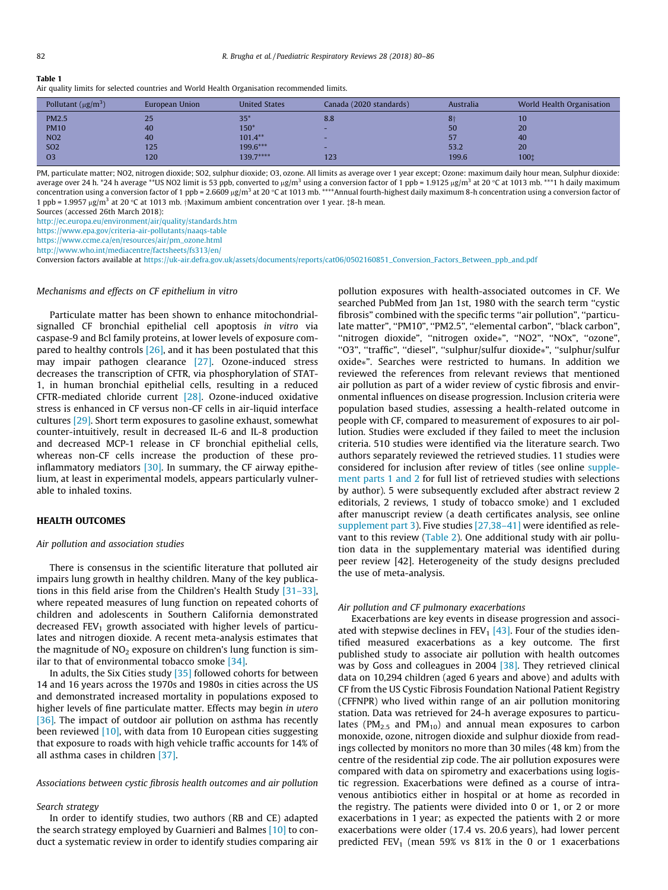**Table 1**
Air quality limits for selected countries and World Health Organisation recommended limits.

| Pollutant (μg/m$^3$) | European Union | United States | Canada (2020 standards) | Australia | World Health Organisation |
|---|---|---|---|---|---|
| PM2.5 | 25 | 35* | 8.8 | 8† | 10 |
| PM10 | 40 | 150* | – | 50 | 20 |
| NO2 | 40 | 101.4** | – | 57 | 40 |
| SO2 | 125 | 199.6*** | – | 53.2 | 20 |
| O3 | 120 | 139.7**** | 123 | 199.6 | 100‡ |

PM, particulate matter; NO2, nitrogen dioxide; SO2, sulphur dioxide; O3, ozone. All limits as average over 1 year except; Ozone: maximum daily hour mean, Sulphur dioxide: average over 24 h. *24 h average **US NO2 limit is 53 ppb, converted to μg/m$^3$ using a conversion factor of 1 ppb = 1.9125 μg/m$^3$ at 20 °C at 1013 mb. ***1 h daily maximum concentration using a conversion factor of 1 ppb = 2.6609 μg/m$^3$ at 20 °C at 1013 mb. ****Annual fourth-highest daily maximum 8-h concentration using a conversion factor of 1 ppb = 1.9957 μg/m$^3$ at 20 °C at 1013 mb. †Maximum ambient concentration over 1 year. ‡8-h mean.
Sources (accessed 26th March 2018):
http://ec.europa.eu/environment/air/quality/standards.htm
https://www.epa.gov/criteria-air-pollutants/naaqs-table
https://www.ccme.ca/en/resources/air/pm_ozone.html
http://www.who.int/mediacentre/factsheets/fs313/en/
Conversion factors available at https://uk-air.defra.gov.uk/assets/documents/reports/cat06/0502160851_Conversion_Factors_Between_ppb_and.pdf

### *Mechanisms and effects on CF epithelium in vitro*

Particulate matter has been shown to enhance mitochondrial-signalled CF bronchial epithelial cell apoptosis *in vitro* via caspase-9 and Bcl family proteins, at lower levels of exposure compared to healthy controls [26], and it has been postulated that this may impair pathogen clearance [27]. Ozone-induced stress decreases the transcription of CFTR, via phosphorylation of STAT-1, in human bronchial epithelial cells, resulting in a reduced CFTR-mediated chloride current [28]. Ozone-induced oxidative stress is enhanced in CF versus non-CF cells in air-liquid interface cultures [29]. Short term exposures to gasoline exhaust, somewhat counter-intuitively, result in decreased IL-6 and IL-8 production and decreased MCP-1 release in CF bronchial epithelial cells, whereas non-CF cells increase the production of these pro-inflammatory mediators [30]. In summary, the CF airway epithelium, at least in experimental models, appears particularly vulnerable to inhaled toxins.

## HEALTH OUTCOMES

### *Air pollution and association studies*

There is consensus in the scientific literature that polluted air impairs lung growth in healthy children. Many of the key publications in this field arise from the Children's Health Study [31–33], where repeated measures of lung function on repeated cohorts of children and adolescents in Southern California demonstrated decreased $FEV_1$ growth associated with higher levels of particulates and nitrogen dioxide. A recent meta-analysis estimates that the magnitude of $NO_2$ exposure on children's lung function is similar to that of environmental tobacco smoke [34].

In adults, the Six Cities study [35] followed cohorts for between 14 and 16 years across the 1970s and 1980s in cities across the US and demonstrated increased mortality in populations exposed to higher levels of fine particulate matter. Effects may begin *in utero* [36]. The impact of outdoor air pollution on asthma has recently been reviewed [10], with data from 10 European cities suggesting that exposure to roads with high vehicle traffic accounts for 14% of all asthma cases in children [37].

### *Associations between cystic fibrosis health outcomes and air pollution*

*Search strategy*

In order to identify studies, two authors (RB and CE) adapted the search strategy employed by Guarnieri and Balmes [10] to conduct a systematic review in order to identify studies comparing air pollution exposures with health-associated outcomes in CF. We searched PubMed from Jan 1st, 1980 with the search term "cystic fibrosis" combined with the specific terms "air pollution", "particulate matter", "PM10", "PM2.5", "elemental carbon", "black carbon", "nitrogen dioxide", "nitrogen oxide*", "NO2", "NOx", "ozone", "O3", "traffic", "diesel", "sulphur/sulfur dioxide*", "sulphur/sulfur oxide*". Searches were restricted to humans. In addition we reviewed the references from relevant reviews that mentioned air pollution as part of a wider review of cystic fibrosis and environmental influences on disease progression. Inclusion criteria were population based studies, assessing a health-related outcome in people with CF, compared to measurement of exposures to air pollution. Studies were excluded if they failed to meet the inclusion criteria. 510 studies were identified via the literature search. Two authors separately reviewed the retrieved studies. 11 studies were considered for inclusion after review of titles (see online supplement parts 1 and 2 for full list of retrieved studies with selections by author). 5 were subsequently excluded after abstract review 2 editorials, 2 reviews, 1 study of tobacco smoke) and 1 excluded after manuscript review (a death certificates analysis, see online supplement part 3). Five studies [27,38–41] were identified as relevant to this review (Table 2). One additional study with air pollution data in the supplementary material was identified during peer review [42]. Heterogeneity of the study designs precluded the use of meta-analysis.

*Air pollution and CF pulmonary exacerbations*

Exacerbations are key events in disease progression and associated with stepwise declines in $FEV_1$ [43]. Four of the studies identified measured exacerbations as a key outcome. The first published study to associate air pollution with health outcomes was by Goss and colleagues in 2004 [38]. They retrieved clinical data on 10,294 children (aged 6 years and above) and adults with CF from the US Cystic Fibrosis Foundation National Patient Registry (CFFNPR) who lived within range of an air pollution monitoring station. Data was retrieved for 24-h average exposures to particulates ($PM_{2.5}$ and $PM_{10}$) and annual mean exposures to carbon monoxide, ozone, nitrogen dioxide and sulphur dioxide from readings collected by monitors no more than 30 miles (48 km) from the centre of the residential zip code. The air pollution exposures were compared with data on spirometry and exacerbations using logistic regression. Exacerbations were defined as a course of intravenous antibiotics either in hospital or at home as recorded in the registry. The patients were divided into 0 or 1, or 2 or more exacerbations in 1 year; as expected the patients with 2 or more exacerbations were older (17.4 vs. 20.6 years), had lower percent predicted $FEV_1$ (mean 59% vs 81% in the 0 or 1 exacerbations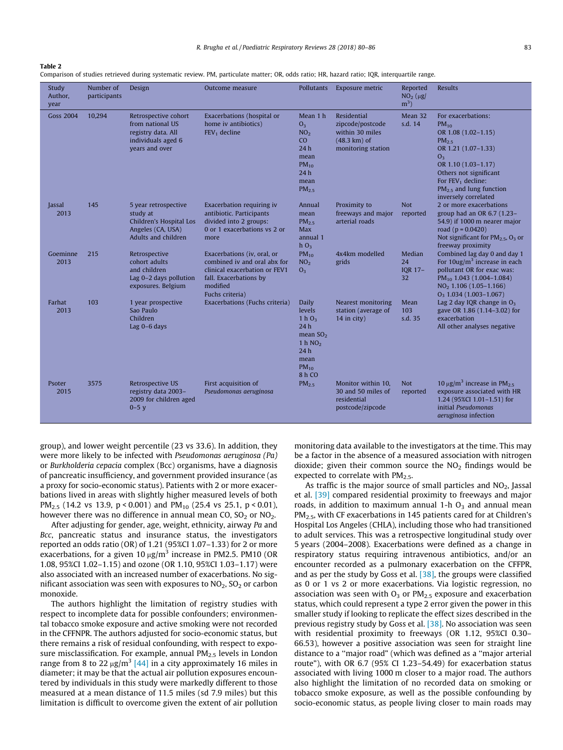**Table 2**

Comparison of studies retrieved during systematic review. PM, particulate matter; OR, odds ratio; HR, hazard ratio; IQR, interquartile range.

| Study Author, year | Number of participants | Design | Outcome measure | Pollutants | Exposure metric | Reported $NO_2$ (μg/m³) | Results |
|---|---|---|---|---|---|---|---|
| Goss 2004 | 10,294 | Retrospective cohort from national US registry data. All individuals aged 6 years and over | Exacerbations (hospital or home iv antibiotics) $FEV_1$ decline | Mean 1 h $O_3$ $NO_2$ CO 24 h mean $PM_{10}$ 24 h mean $PM_{2.5}$ | Residential zipcode/postcode within 30 miles (48.3 km) of monitoring station | Mean 32 s.d. 14 | For exacerbations: $PM_{10}$ OR 1.08 (1.02–1.15) $PM_{2.5}$ OR 1.21 (1.07–1.33) $O_3$ OR 1.10 (1.03–1.17) Others not significant For $FEV_1$ decline: $PM_{2.5}$ and lung function inversely correlated |
| Jassal 2013 | 145 | 5 year retrospective study at Children's Hospital Los Angeles (CA, USA) Adults and children | Exacerbation requiring iv antibiotic. Participants divided into 2 groups: 0 or 1 exacerbations vs 2 or more | Annual mean $PM_{2.5}$ Max annual 1 h $O_3$ | Proximity to freeways and major arterial roads | Not reported | 2 or more exacerbations group had an OR 6.7 (1.23–54.9) if 1000 m nearer major road (p = 0.0420) Not significant for $PM_{2.5}$, $O_3$ or freeway proximity |
| Goeminne 2013 | 215 | Retrospective cohort adults and children Lag 0–2 days pollution exposures. Belgium | Exacerbations (iv, oral, or combined iv and oral abx for clinical exacerbation or FEV1 fall. Exacerbations by modified Fuchs criteria) | $PM_{10}$ $NO_2$ $O_3$ | 4x4km modelled grids | Median 24 IQR 17–32 | Combined lag day 0 and day 1 For 10ug/m³ increase in each pollutant OR for exac was: $PM_{10}$ 1.043 (1.004–1.084) $NO_2$ 1.106 (1.05–1.166) $O_3$ 1.034 (1.003–1.067) |
| Farhat 2013 | 103 | 1 year prospective Sao Paulo Children Lag 0–6 days | Exacerbations (Fuchs criteria) | Daily levels 1 h $O_3$ 24 h mean $SO_2$ 1 h $NO_2$ 24 h mean $PM_{10}$ 8 h CO | Nearest monitoring station (average of 14 in city) | Mean 103 s.d. 35 | Lag 2 day IQR change in $O_3$ gave OR 1.86 (1.14–3.02) for exacerbation All other analyses negative |
| Psoter 2015 | 3575 | Retrospective US registry data 2003–2009 for children aged 0–5 y | First acquisition of *Pseudomonas aeruginosa* | $PM_{2.5}$ | Monitor within 10, 30 and 50 miles of residential postcode/zipcode | Not reported | 10 μg/m³ increase in $PM_{2.5}$ exposure associated with HR 1.24 (95%CI 1.01–1.51) for initial *Pseudomonas aeruginosa* infection |

group), and lower weight percentile (23 vs 33.6). In addition, they were more likely to be infected with *Pseudomonas aeruginosa (Pa)* or *Burkholderia cepacia* complex (Bcc) organisms, have a diagnosis of pancreatic insufficiency, and government provided insurance (as a proxy for socio-economic status). Patients with 2 or more exacerbations lived in areas with slightly higher measured levels of both $PM_{2.5}$ (14.2 vs 13.9, $p < 0.001$) and $PM_{10}$ (25.4 vs 25.1, $p < 0.01$), however there was no difference in annual mean CO, $SO_2$ or $NO_2$.

After adjusting for gender, age, weight, ethnicity, airway *Pa* and *Bcc*, pancreatic status and insurance status, the investigators reported an odds ratio (OR) of 1.21 (95%CI 1.07–1.33) for 2 or more exacerbations, for a given 10 μg/m³ increase in PM2.5. PM10 (OR 1.08, 95%CI 1.02–1.15) and ozone (OR 1.10, 95%CI 1.03–1.17) were also associated with an increased number of exacerbations. No significant association was seen with exposures to $NO_2$, $SO_2$ or carbon monoxide.

The authors highlight the limitation of registry studies with respect to incomplete data for possible confounders; environmental tobacco smoke exposure and active smoking were not recorded in the CFFNPR. The authors adjusted for socio-economic status, but there remains a risk of residual confounding, with respect to exposure misclassification. For example, annual $PM_{2.5}$ levels in London range from 8 to 22 μg/m³ [44] in a city approximately 16 miles in diameter; it may be that the actual air pollution exposures encountered by individuals in this study were markedly different to those measured at a mean distance of 11.5 miles (sd 7.9 miles) but this limitation is difficult to overcome given the extent of air pollution monitoring data available to the investigators at the time. This may be a factor in the absence of a measured association with nitrogen dioxide; given their common source the $NO_2$ findings would be expected to correlate with $PM_{2.5}$.

As traffic is the major source of small particles and $NO_2$, Jassal et al. [39] compared residential proximity to freeways and major roads, in addition to maximum annual 1-h $O_3$ and annual mean $PM_{2.5}$, with CF exacerbations in 145 patients cared for at Children's Hospital Los Angeles (CHLA), including those who had transitioned to adult services. This was a retrospective longitudinal study over 5 years (2004–2008). Exacerbations were defined as a change in respiratory status requiring intravenous antibiotics, and/or an encounter recorded as a pulmonary exacerbation on the CFFPR, and as per the study by Goss et al. [38], the groups were classified as 0 or 1 vs 2 or more exacerbations. Via logistic regression, no association was seen with $O_3$ or $PM_{2.5}$ exposure and exacerbation status, which could represent a type 2 error given the power in this smaller study if looking to replicate the effect sizes described in the previous registry study by Goss et al. [38]. No association was seen with residential proximity to freeways (OR 1.12, 95%CI 0.30–66.53), however a positive association was seen for straight line distance to a "major road" (which was defined as a "major arterial route"), with OR 6.7 (95% CI 1.23–54.49) for exacerbation status associated with living 1000 m closer to a major road. The authors also highlight the limitation of no recorded data on smoking or tobacco smoke exposure, as well as the possible confounding by socio-economic status, as people living closer to main roads may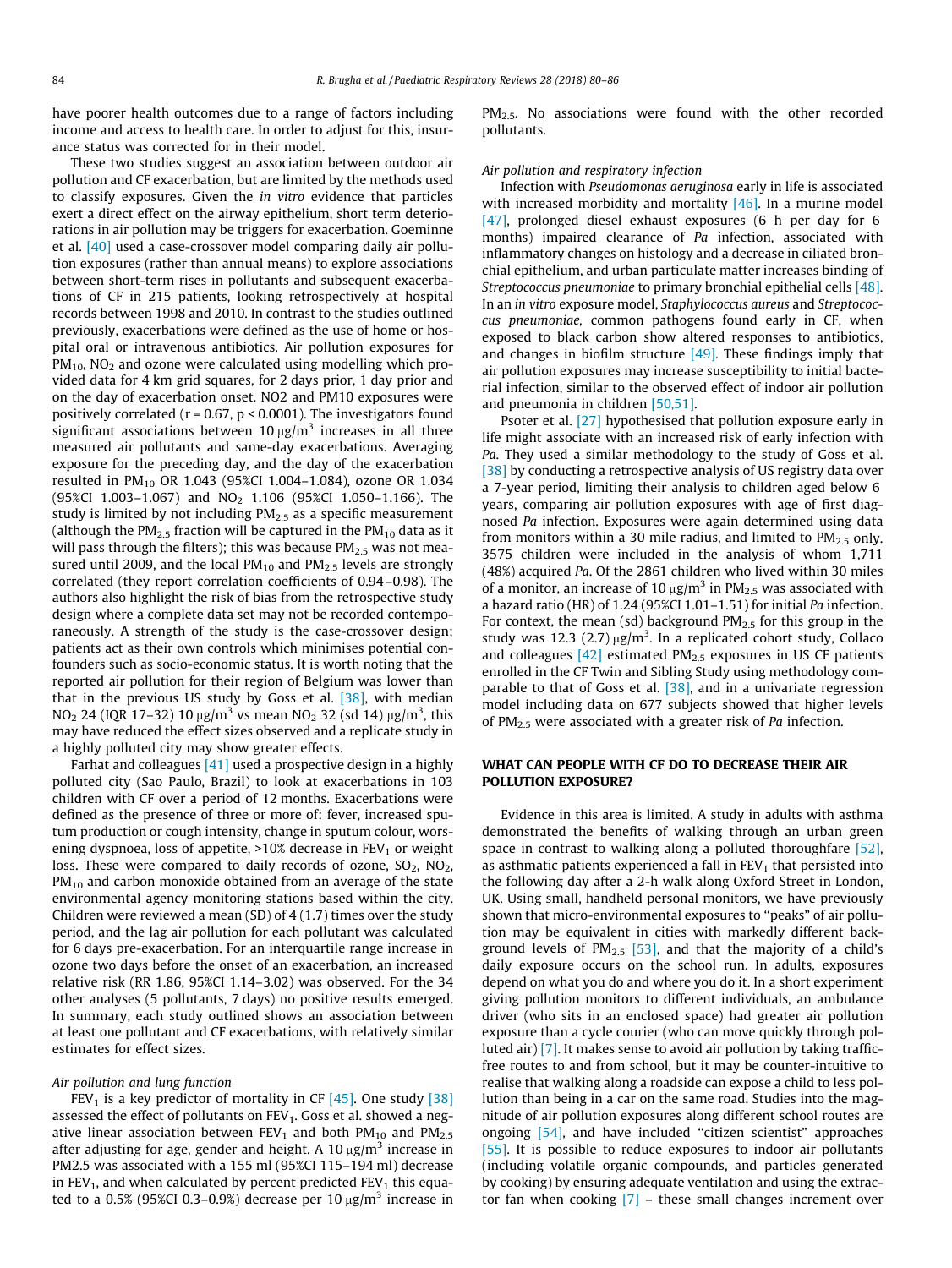have poorer health outcomes due to a range of factors including income and access to health care. In order to adjust for this, insurance status was corrected for in their model.

These two studies suggest an association between outdoor air pollution and CF exacerbation, but are limited by the methods used to classify exposures. Given the *in vitro* evidence that particles exert a direct effect on the airway epithelium, short term deteriorations in air pollution may be triggers for exacerbation. Goeminne et al. [40] used a case-crossover model comparing daily air pollution exposures (rather than annual means) to explore associations between short-term rises in pollutants and subsequent exacerbations of CF in 215 patients, looking retrospectively at hospital records between 1998 and 2010. In contrast to the studies outlined previously, exacerbations were defined as the use of home or hospital oral or intravenous antibiotics. Air pollution exposures for $PM_{10}$, $NO_2$ and ozone were calculated using modelling which provided data for 4 km grid squares, for 2 days prior, 1 day prior and on the day of exacerbation onset. NO2 and PM10 exposures were positively correlated ($r = 0.67$, $p < 0.0001$). The investigators found significant associations between 10 $\mu g/m^3$ increases in all three measured air pollutants and same-day exacerbations. Averaging exposure for the preceding day, and the day of the exacerbation resulted in $PM_{10}$ OR 1.043 (95%CI 1.004–1.084), ozone OR 1.034 (95%CI 1.003–1.067) and $NO_2$ 1.106 (95%CI 1.050–1.166). The study is limited by not including $PM_{2.5}$ as a specific measurement (although the $PM_{2.5}$ fraction will be captured in the $PM_{10}$ data as it will pass through the filters); this was because $PM_{2.5}$ was not measured until 2009, and the local $PM_{10}$ and $PM_{2.5}$ levels are strongly correlated (they report correlation coefficients of 0.94–0.98). The authors also highlight the risk of bias from the retrospective study design where a complete data set may not be recorded contemporaneously. A strength of the study is the case-crossover design; patients act as their own controls which minimises potential confounders such as socio-economic status. It is worth noting that the reported air pollution for their region of Belgium was lower than that in the previous US study by Goss et al. [38], with median $NO_2$ 24 (IQR 17–32) 10 $\mu g/m^3$ vs mean $NO_2$ 32 (sd 14) $\mu g/m^3$, this may have reduced the effect sizes observed and a replicate study in a highly polluted city may show greater effects.

Farhat and colleagues [41] used a prospective design in a highly polluted city (Sao Paulo, Brazil) to look at exacerbations in 103 children with CF over a period of 12 months. Exacerbations were defined as the presence of three or more of: fever, increased sputum production or cough intensity, change in sputum colour, worsening dyspnoea, loss of appetite, >10% decrease in $FEV_1$ or weight loss. These were compared to daily records of ozone, $SO_2$, $NO_2$, $PM_{10}$ and carbon monoxide obtained from an average of the state environmental agency monitoring stations based within the city. Children were reviewed a mean (SD) of 4 (1.7) times over the study period, and the lag air pollution for each pollutant was calculated for 6 days pre-exacerbation. For an interquartile range increase in ozone two days before the onset of an exacerbation, an increased relative risk (RR 1.86, 95%CI 1.14–3.02) was observed. For the 34 other analyses (5 pollutants, 7 days) no positive results emerged. In summary, each study outlined shows an association between at least one pollutant and CF exacerbations, with relatively similar estimates for effect sizes.

*Air pollution and lung function*

$FEV_1$ is a key predictor of mortality in CF [45]. One study [38] assessed the effect of pollutants on $FEV_1$. Goss et al. showed a negative linear association between $FEV_1$ and both $PM_{10}$ and $PM_{2.5}$ after adjusting for age, gender and height. A 10 $\mu g/m^3$ increase in PM2.5 was associated with a 155 ml (95%CI 115–194 ml) decrease in $FEV_1$, and when calculated by percent predicted $FEV_1$ this equated to a 0.5% (95%CI 0.3–0.9%) decrease per 10 $\mu g/m^3$ increase in $PM_{2.5}$. No associations were found with the other recorded pollutants.

*Air pollution and respiratory infection*

Infection with *Pseudomonas aeruginosa* early in life is associated with increased morbidity and mortality [46]. In a murine model [47], prolonged diesel exhaust exposures (6 h per day for 6 months) impaired clearance of *Pa* infection, associated with inflammatory changes on histology and a decrease in ciliated bronchial epithelium, and urban particulate matter increases binding of *Streptococcus pneumoniae* to primary bronchial epithelial cells [48]. In an *in vitro* exposure model, *Staphylococcus aureus* and *Streptococcus pneumoniae*, common pathogens found early in CF, when exposed to black carbon show altered responses to antibiotics, and changes in biofilm structure [49]. These findings imply that air pollution exposures may increase susceptibility to initial bacterial infection, similar to the observed effect of indoor air pollution and pneumonia in children [50,51].

Psoter et al. [27] hypothesised that pollution exposure early in life might associate with an increased risk of early infection with *Pa*. They used a similar methodology to the study of Goss et al. [38] by conducting a retrospective analysis of US registry data over a 7-year period, limiting their analysis to children aged below 6 years, comparing air pollution exposures with age of first diagnosed *Pa* infection. Exposures were again determined using data from monitors within a 30 mile radius, and limited to $PM_{2.5}$ only. 3575 children were included in the analysis of whom 1,711 (48%) acquired *Pa*. Of the 2861 children who lived within 30 miles of a monitor, an increase of 10 $\mu g/m^3$ in $PM_{2.5}$ was associated with a hazard ratio (HR) of 1.24 (95%CI 1.01–1.51) for initial *Pa* infection. For context, the mean (sd) background $PM_{2.5}$ for this group in the study was 12.3 (2.7) $\mu g/m^3$. In a replicated cohort study, Collaco and colleagues [42] estimated $PM_{2.5}$ exposures in US CF patients enrolled in the CF Twin and Sibling Study using methodology comparable to that of Goss et al. [38], and in a univariate regression model including data on 677 subjects showed that higher levels of $PM_{2.5}$ were associated with a greater risk of *Pa* infection.

## WHAT CAN PEOPLE WITH CF DO TO DECREASE THEIR AIR POLLUTION EXPOSURE?

Evidence in this area is limited. A study in adults with asthma demonstrated the benefits of walking through an urban green space in contrast to walking along a polluted thoroughfare [52], as asthmatic patients experienced a fall in $FEV_1$ that persisted into the following day after a 2-h walk along Oxford Street in London, UK. Using small, handheld personal monitors, we have previously shown that micro-environmental exposures to "peaks" of air pollution may be equivalent in cities with markedly different background levels of $PM_{2.5}$ [53], and that the majority of a child's daily exposure occurs on the school run. In adults, exposures depend on what you do and where you do it. In a short experiment giving pollution monitors to different individuals, an ambulance driver (who sits in an enclosed space) had greater air pollution exposure than a cycle courier (who can move quickly through polluted air) [7]. It makes sense to avoid air pollution by taking traffic-free routes to and from school, but it may be counter-intuitive to realise that walking along a roadside can expose a child to less pollution than being in a car on the same road. Studies into the magnitude of air pollution exposures along different school routes are ongoing [54], and have included "citizen scientist" approaches [55]. It is possible to reduce exposures to indoor air pollutants (including volatile organic compounds, and particles generated by cooking) by ensuring adequate ventilation and using the extractor fan when cooking [7] – these small changes increment over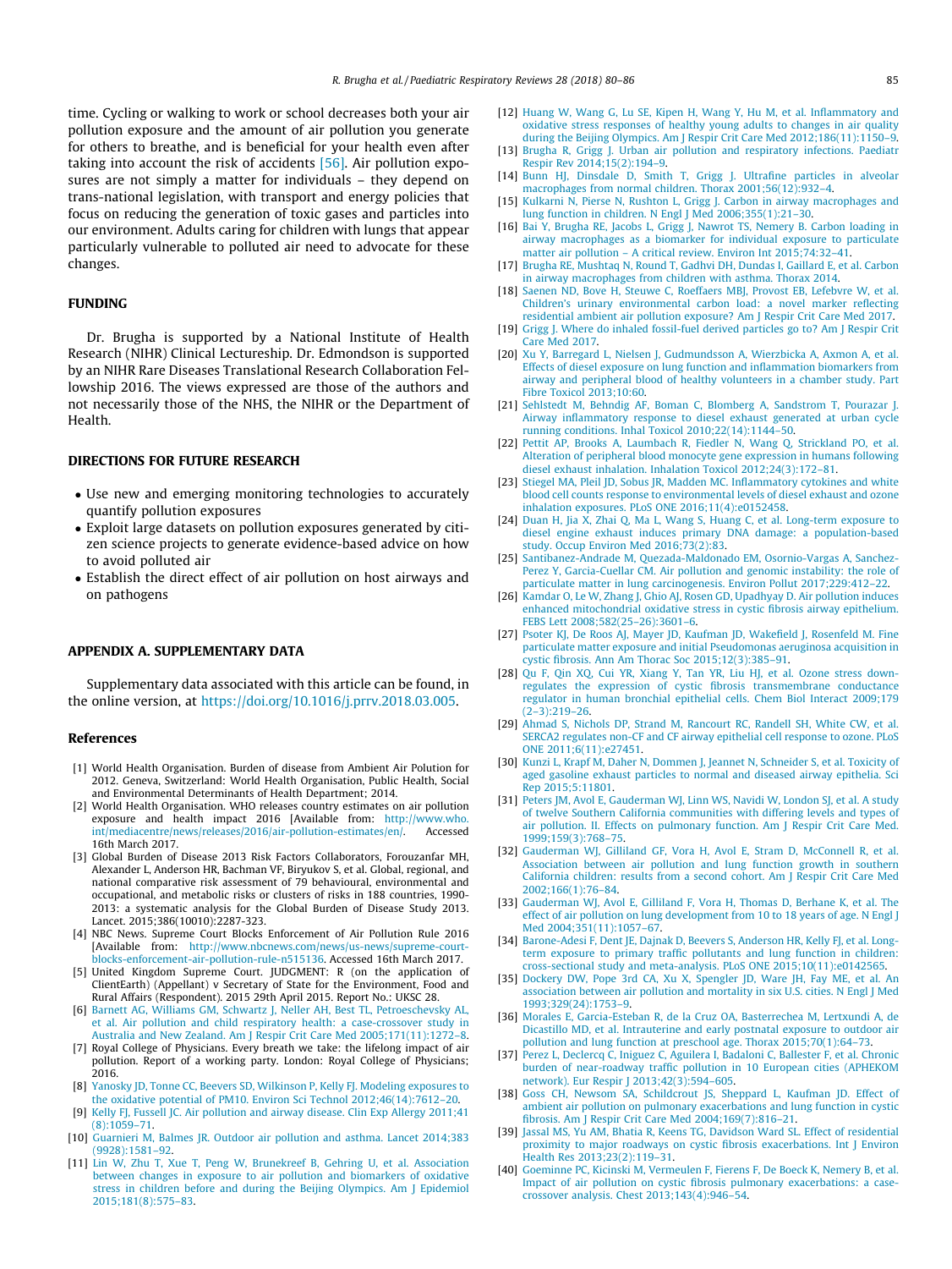time. Cycling or walking to work or school decreases both your air pollution exposure and the amount of air pollution you generate for others to breathe, and is beneficial for your health even after taking into account the risk of accidents [56]. Air pollution exposures are not simply a matter for individuals – they depend on trans-national legislation, with transport and energy policies that focus on reducing the generation of toxic gases and particles into our environment. Adults caring for children with lungs that appear particularly vulnerable to polluted air need to advocate for these changes.

## FUNDING

Dr. Brugha is supported by a National Institute of Health Research (NIHR) Clinical Lectureship. Dr. Edmondson is supported by an NIHR Rare Diseases Translational Research Collaboration Fellowship 2016. The views expressed are those of the authors and not necessarily those of the NHS, the NIHR or the Department of Health.

## DIRECTIONS FOR FUTURE RESEARCH

- Use new and emerging monitoring technologies to accurately quantify pollution exposures
- Exploit large datasets on pollution exposures generated by citizen science projects to generate evidence-based advice on how to avoid polluted air
- Establish the direct effect of air pollution on host airways and on pathogens

## APPENDIX A. SUPPLEMENTARY DATA

Supplementary data associated with this article can be found, in the online version, at https://doi.org/10.1016/j.prrv.2018.03.005.

## References

[1] World Health Organisation. Burden of disease from Ambient Air Polution for 2012. Geneva, Switzerland: World Health Organisation, Public Health, Social and Environmental Determinants of Health Department; 2014.

[2] World Health Organisation. WHO releases country estimates on air pollution exposure and health impact 2016 [Available from: http://www.who.int/mediacentre/news/releases/2016/air-pollution-estimates/en/. Accessed 16th March 2017.

[3] Global Burden of Disease 2013 Risk Factors Collaborators, Forouzanfar MH, Alexander L, Anderson HR, Bachman VF, Biryukov S, et al. Global, regional, and national comparative risk assessment of 79 behavioural, environmental and occupational, and metabolic risks or clusters of risks in 188 countries, 1990-2013: a systematic analysis for the Global Burden of Disease Study 2013. Lancet. 2015;386(10010):2287-323.

[4] NBC News. Supreme Court Blocks Enforcement of Air Pollution Rule 2016 [Available from: http://www.nbcnews.com/news/us-news/supreme-court-blocks-enforcement-air-pollution-rule-n515136. Accessed 16th March 2017.

[5] United Kingdom Supreme Court. JUDGMENT: R (on the application of ClientEarth) (Appellant) v Secretary of State for the Environment, Food and Rural Affairs (Respondent). 2015 29th April 2015. Report No.: UKSC 28.

[6] Barnett AG, Williams GM, Schwartz J, Neller AH, Best TL, Petroeschevsky AL, et al. Air pollution and child respiratory health: a case-crossover study in Australia and New Zealand. Am J Respir Crit Care Med 2005;171(11):1272–8.

[7] Royal College of Physicians. Every breath we take: the lifelong impact of air pollution. Report of a working party. London: Royal College of Physicians; 2016.

[8] Yanosky JD, Tonne CC, Beevers SD, Wilkinson P, Kelly FJ. Modeling exposures to the oxidative potential of PM10. Environ Sci Technol 2012;46(14):7612–20.

[9] Kelly FJ, Fussell JC. Air pollution and airway disease. Clin Exp Allergy 2011;41(8):1059–71.

[10] Guarnieri M, Balmes JR. Outdoor air pollution and asthma. Lancet 2014;383(9928):1581–92.

[11] Lin W, Zhu T, Xue T, Peng W, Brunekreef B, Gehring U, et al. Association between changes in exposure to air pollution and biomarkers of oxidative stress in children before and during the Beijing Olympics. Am J Epidemiol 2015;181(8):575–83.

[12] Huang W, Wang G, Lu SE, Kipen H, Wang Y, Hu M, et al. Inflammatory and oxidative stress responses of healthy young adults to changes in air quality during the Beijing Olympics. Am J Respir Crit Care Med 2012;186(11):1150–9.

[13] Brugha R, Grigg J. Urban air pollution and respiratory infections. Paediatr Respir Rev 2014;15(2):194–9.

[14] Bunn HJ, Dinsdale D, Smith T, Grigg J. Ultrafine particles in alveolar macrophages from normal children. Thorax 2001;56(12):932–4.

[15] Kulkarni N, Pierse N, Rushton L, Grigg J. Carbon in airway macrophages and lung function in children. N Engl J Med 2006;355(1):21–30.

[16] Bai Y, Brugha RE, Jacobs L, Grigg J, Nawrot TS, Nemery B. Carbon loading in airway macrophages as a biomarker for individual exposure to particulate matter air pollution – A critical review. Environ Int 2015;74:32–41.

[17] Brugha RE, Mushtaq N, Round T, Gadhvi DH, Dundas I, Gaillard E, et al. Carbon in airway macrophages from children with asthma. Thorax 2014.

[18] Saenen ND, Bove H, Steuwe C, Roeffaers MBJ, Provost EB, Lefebvre W, et al. Children's urinary environmental carbon load: a novel marker reflecting residential ambient air pollution exposure? Am J Respir Crit Care Med 2017.

[19] Grigg J. Where do inhaled fossil-fuel derived particles go to? Am J Respir Crit Care Med 2017.

[20] Xu Y, Barregard L, Nielsen J, Gudmundsson A, Wierzbicka A, Axmon A, et al. Effects of diesel exposure on lung function and inflammation biomarkers from airway and peripheral blood of healthy volunteers in a chamber study. Part Fibre Toxicol 2013;10:60.

[21] Sehlstedt M, Behndig AF, Boman C, Blomberg A, Sandstrom T, Pourazar J. Airway inflammatory response to diesel exhaust generated at urban cycle running conditions. Inhal Toxicol 2010;22(14):1144–50.

[22] Pettit AP, Brooks A, Laumbach R, Fiedler N, Wang Q, Strickland PO, et al. Alteration of peripheral blood monocyte gene expression in humans following diesel exhaust inhalation. Inhalation Toxicol 2012;24(3):172–81.

[23] Stiegel MA, Pleil JD, Sobus JR, Madden MC. Inflammatory cytokines and white blood cell counts response to environmental levels of diesel exhaust and ozone inhalation exposures. PLoS ONE 2016;11(4):e0152458.

[24] Duan H, Jia X, Zhai Q, Ma L, Wang S, Huang C, et al. Long-term exposure to diesel engine exhaust induces primary DNA damage: a population-based study. Occup Environ Med 2016;73(2):83.

[25] Santibanez-Andrade M, Quezada-Maldonado EM, Osornio-Vargas A, Sanchez-Perez Y, Garcia-Cuellar CM. Air pollution and genomic instability: the role of particulate matter in lung carcinogenesis. Environ Pollut 2017;229:412–22.

[26] Kamdar O, Le W, Zhang J, Ghio AJ, Rosen GD, Upadhyay D. Air pollution induces enhanced mitochondrial oxidative stress in cystic fibrosis airway epithelium. FEBS Lett 2008;582(25–26):3601–6.

[27] Psoter KJ, De Roos AJ, Mayer JD, Kaufman JD, Wakefield J, Rosenfeld M. Fine particulate matter exposure and initial Pseudomonas aeruginosa acquisition in cystic fibrosis. Ann Am Thorac Soc 2015;12(3):385–91.

[28] Qu F, Qin XQ, Cui YR, Xiang Y, Tan YR, Liu HJ, et al. Ozone stress down-regulates the expression of cystic fibrosis transmembrane conductance regulator in human bronchial epithelial cells. Chem Biol Interact 2009;179(2–3):219–26.

[29] Ahmad S, Nichols DP, Strand M, Rancourt RC, Randell SH, White CW, et al. SERCA2 regulates non-CF and CF airway epithelial cell response to ozone. PLoS ONE 2011;6(11):e27451.

[30] Kunzi L, Krapf M, Daher N, Dommen J, Jeannet N, Schneider S, et al. Toxicity of aged gasoline exhaust particles to normal and diseased airway epithelia. Sci Rep 2015;5:11801.

[31] Peters JM, Avol E, Gauderman WJ, Linn WS, Navidi W, London SJ, et al. A study of twelve Southern California communities with differing levels and types of air pollution. II. Effects on pulmonary function. Am J Respir Crit Care Med. 1999;159(3):768–75.

[32] Gauderman WJ, Gilliland GF, Vora H, Avol E, Stram D, McConnell R, et al. Association between air pollution and lung function growth in southern California children: results from a second cohort. Am J Respir Crit Care Med 2002;166(1):76–84.

[33] Gauderman WJ, Avol E, Gilliland F, Vora H, Thomas D, Berhane K, et al. The effect of air pollution on lung development from 10 to 18 years of age. N Engl J Med 2004;351(11):1057–67.

[34] Barone-Adesi F, Dent JE, Dajnak D, Beevers S, Anderson HR, Kelly FJ, et al. Long-term exposure to primary traffic pollutants and lung function in children: cross-sectional study and meta-analysis. PLoS ONE 2015;10(11):e0142565.

[35] Dockery DW, Pope 3rd CA, Xu X, Spengler JD, Ware JH, Fay ME, et al. An association between air pollution and mortality in six U.S. cities. N Engl J Med 1993;329(24):1753–9.

[36] Morales E, Garcia-Esteban R, de la Cruz OA, Basterrechea M, Lertxundi A, de Dicastillo MD, et al. Intrauterine and early postnatal exposure to outdoor air pollution and lung function at preschool age. Thorax 2015;70(1):64–73.

[37] Perez L, Declercq C, Iniguez C, Aguilera I, Badaloni C, Ballester F, et al. Chronic burden of near-roadway traffic pollution in 10 European cities (APHEKOM network). Eur Respir J 2013;42(3):594–605.

[38] Goss CH, Newsom SA, Schildcrout JS, Sheppard L, Kaufman JD. Effect of ambient air pollution on pulmonary exacerbations and lung function in cystic fibrosis. Am J Respir Crit Care Med 2004;169(7):816–21.

[39] Jassal MS, Yu AM, Bhatia R, Keens TG, Davidson Ward SL. Effect of residential proximity to major roadways on cystic fibrosis exacerbations. Int J Environ Health Res 2013;23(2):119–31.

[40] Goeminne PC, Kicinski M, Vermeulen F, Fierens F, De Boeck K, Nemery B, et al. Impact of air pollution on cystic fibrosis pulmonary exacerbations: a case-crossover analysis. Chest 2013;143(4):946–54.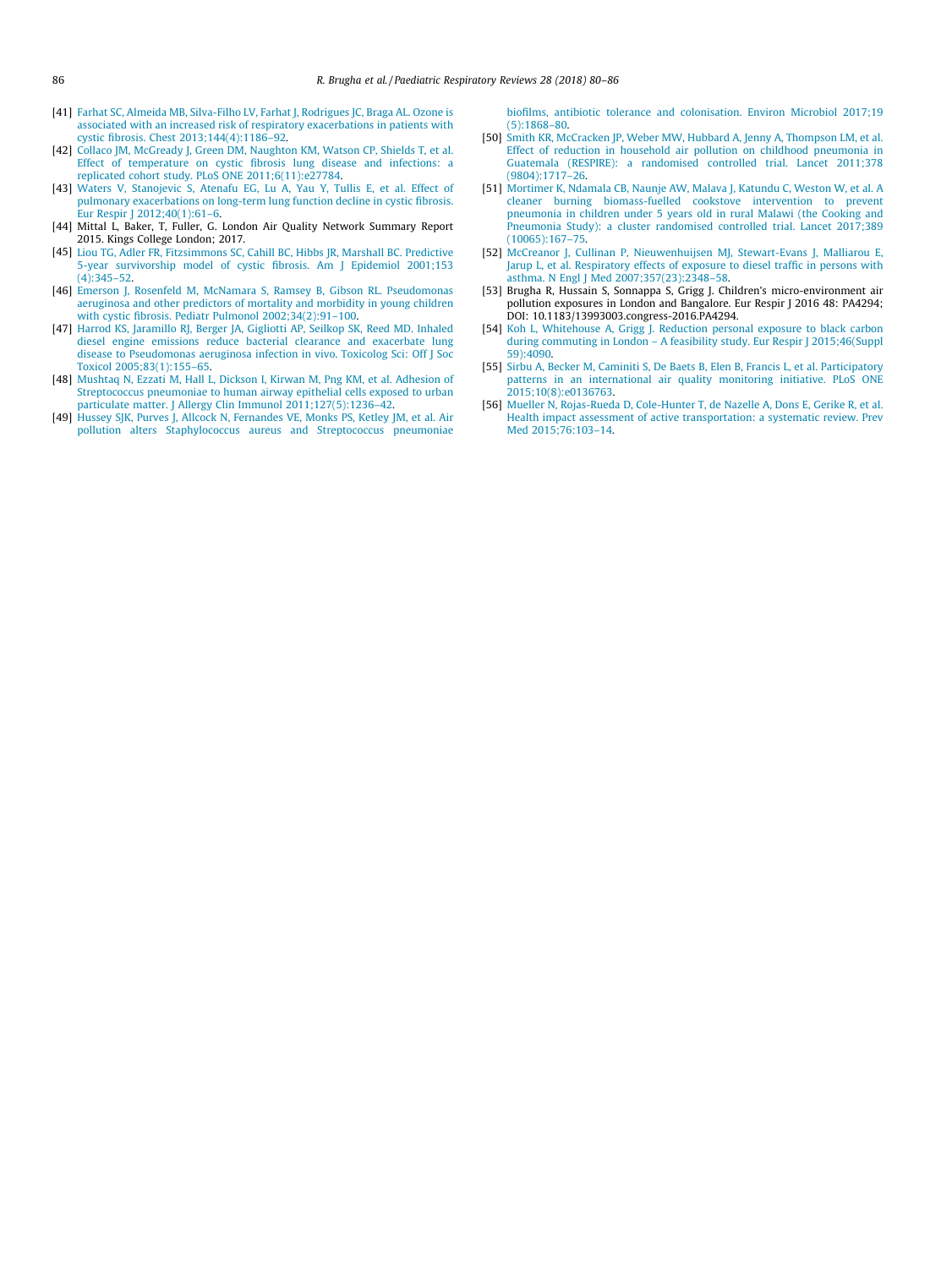[41] Farhat SC, Almeida MB, Silva-Filho LV, Farhat J, Rodrigues JC, Braga AL. Ozone is associated with an increased risk of respiratory exacerbations in patients with cystic fibrosis. Chest 2013;144(4):1186–92.

[42] Collaco JM, McGready J, Green DM, Naughton KM, Watson CP, Shields T, et al. Effect of temperature on cystic fibrosis lung disease and infections: a replicated cohort study. PLoS ONE 2011;6(11):e27784.

[43] Waters V, Stanojevic S, Atenafu EG, Lu A, Yau Y, Tullis E, et al. Effect of pulmonary exacerbations on long-term lung function decline in cystic fibrosis. Eur Respir J 2012;40(1):61–6.

[44] Mittal L, Baker, T, Fuller, G. London Air Quality Network Summary Report 2015. Kings College London; 2017.

[45] Liou TG, Adler FR, Fitzsimmons SC, Cahill BC, Hibbs JR, Marshall BC. Predictive 5-year survivorship model of cystic fibrosis. Am J Epidemiol 2001;153(4):345–52.

[46] Emerson J, Rosenfeld M, McNamara S, Ramsey B, Gibson RL. Pseudomonas aeruginosa and other predictors of mortality and morbidity in young children with cystic fibrosis. Pediatr Pulmonol 2002;34(2):91–100.

[47] Harrod KS, Jaramillo RJ, Berger JA, Gigliotti AP, Seilkop SK, Reed MD. Inhaled diesel engine emissions reduce bacterial clearance and exacerbate lung disease to Pseudomonas aeruginosa infection in vivo. Toxicolog Sci: Off J Soc Toxicol 2005;83(1):155–65.

[48] Mushtaq N, Ezzati M, Hall L, Dickson I, Kirwan M, Png KM, et al. Adhesion of Streptococcus pneumoniae to human airway epithelial cells exposed to urban particulate matter. J Allergy Clin Immunol 2011;127(5):1236–42.

[49] Hussey SJK, Purves J, Allcock N, Fernandes VE, Monks PS, Ketley JM, et al. Air pollution alters Staphylococcus aureus and Streptococcus pneumoniae biofilms, antibiotic tolerance and colonisation. Environ Microbiol 2017;19(5):1868–80.

[50] Smith KR, McCracken JP, Weber MW, Hubbard A, Jenny A, Thompson LM, et al. Effect of reduction in household air pollution on childhood pneumonia in Guatemala (RESPIRE): a randomised controlled trial. Lancet 2011;378(9804):1717–26.

[51] Mortimer K, Ndamala CB, Naunje AW, Malava J, Katundu C, Weston W, et al. A cleaner burning biomass-fuelled cookstove intervention to prevent pneumonia in children under 5 years old in rural Malawi (the Cooking and Pneumonia Study): a cluster randomised controlled trial. Lancet 2017;389(10065):167–75.

[52] McCreanor J, Cullinan P, Nieuwenhuijsen MJ, Stewart-Evans J, Malliarou E, Jarup L, et al. Respiratory effects of exposure to diesel traffic in persons with asthma. N Engl J Med 2007;357(23):2348–58.

[53] Brugha R, Hussain S, Sonnappa S, Grigg J. Children's micro-environment air pollution exposures in London and Bangalore. Eur Respir J 2016 48: PA4294; DOI: 10.1183/13993003.congress-2016.PA4294.

[54] Koh L, Whitehouse A, Grigg J. Reduction personal exposure to black carbon during commuting in London – A feasibility study. Eur Respir J 2015;46(Suppl 59):4090.

[55] Sirbu A, Becker M, Caminiti S, De Baets B, Elen B, Francis L, et al. Participatory patterns in an international air quality monitoring initiative. PLoS ONE 2015;10(8):e0136763.

[56] Mueller N, Rojas-Rueda D, Cole-Hunter T, de Nazelle A, Dons E, Gerike R, et al. Health impact assessment of active transportation: a systematic review. Prev Med 2015;76:103–14.